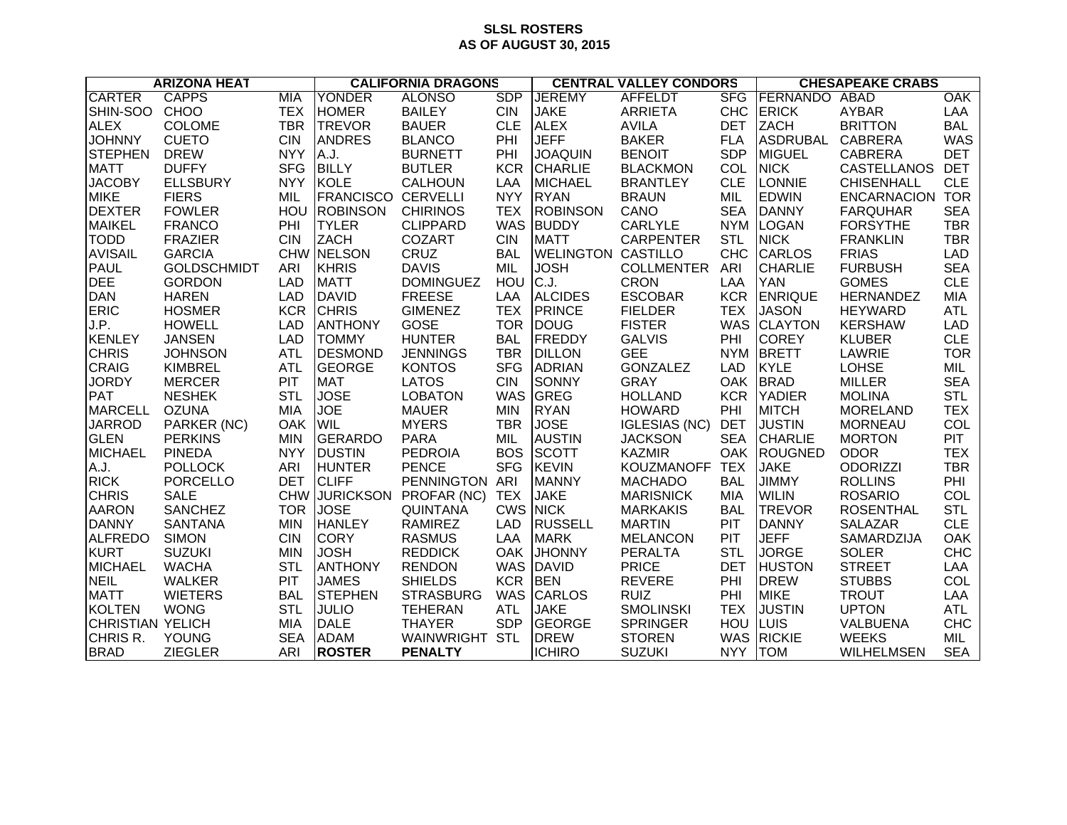**SLSL ROSTERS**
**AS OF AUGUST 30, 2015**

| ARIZONA HEAT | | | CALIFORNIA DRAGONS | | | CENTRAL VALLEY CONDORS | | | CHESAPEAKE CRABS | | |
|---|---|---|---|---|---|---|---|---|---|---|---|
| CARTER | CAPPS | MIA | YONDER | ALONSO | SDP | JEREMY | AFFELDT | SFG | FERNANDO | ABAD | OAK |
| SHIN-SOO | CHOO | TEX | HOMER | BAILEY | CIN | JAKE | ARRIETA | CHC | ERICK | AYBAR | LAA |
| ALEX | COLOME | TBR | TREVOR | BAUER | CLE | ALEX | AVILA | DET | ZACH | BRITTON | BAL |
| JOHNNY | CUETO | CIN | ANDRES | BLANCO | PHI | JEFF | BAKER | FLA | ASDRUBAL | CABRERA | WAS |
| STEPHEN | DREW | NYY | A.J. | BURNETT | PHI | JOAQUIN | BENOIT | SDP | MIGUEL | CABRERA | DET |
| MATT | DUFFY | SFG | BILLY | BUTLER | KCR | CHARLIE | BLACKMON | COL | NICK | CASTELLANOS | DET |
| JACOBY | ELLSBURY | NYY | KOLE | CALHOUN | LAA | MICHAEL | BRANTLEY | CLE | LONNIE | CHISENHALL | CLE |
| MIKE | FIERS | MIL | FRANCISCO | CERVELLI | NYY | RYAN | BRAUN | MIL | EDWIN | ENCARNACION | TOR |
| DEXTER | FOWLER | HOU | ROBINSON | CHIRINOS | TEX | ROBINSON | CANO | SEA | DANNY | FARQUHAR | SEA |
| MAIKEL | FRANCO | PHI | TYLER | CLIPPARD | WAS | BUDDY | CARLYLE | NYM | LOGAN | FORSYTHE | TBR |
| TODD | FRAZIER | CIN | ZACH | COZART | CIN | MATT | CARPENTER | STL | NICK | FRANKLIN | TBR |
| AVISAIL | GARCIA | CHW | NELSON | CRUZ | BAL | WELINGTON | CASTILLO | CHC | CARLOS | FRIAS | LAD |
| PAUL | GOLDSCHMIDT | ARI | KHRIS | DAVIS | MIL | JOSH | COLLMENTER | ARI | CHARLIE | FURBUSH | SEA |
| DEE | GORDON | LAD | MATT | DOMINGUEZ | HOU | C.J. | CRON | LAA | YAN | GOMES | CLE |
| DAN | HAREN | LAD | DAVID | FREESE | LAA | ALCIDES | ESCOBAR | KCR | ENRIQUE | HERNANDEZ | MIA |
| ERIC | HOSMER | KCR | CHRIS | GIMENEZ | TEX | PRINCE | FIELDER | TEX | JASON | HEYWARD | ATL |
| J.P. | HOWELL | LAD | ANTHONY | GOSE | TOR | DOUG | FISTER | WAS | CLAYTON | KERSHAW | LAD |
| KENLEY | JANSEN | LAD | TOMMY | HUNTER | BAL | FREDDY | GALVIS | PHI | COREY | KLUBER | CLE |
| CHRIS | JOHNSON | ATL | DESMOND | JENNINGS | TBR | DILLON | GEE | NYM | BRETT | LAWRIE | TOR |
| CRAIG | KIMBREL | ATL | GEORGE | KONTOS | SFG | ADRIAN | GONZALEZ | LAD | KYLE | LOHSE | MIL |
| JORDY | MERCER | PIT | MAT | LATOS | CIN | SONNY | GRAY | OAK | BRAD | MILLER | SEA |
| PAT | NESHEK | STL | JOSE | LOBATON | WAS | GREG | HOLLAND | KCR | YADIER | MOLINA | STL |
| MARCELL | OZUNA | MIA | JOE | MAUER | MIN | RYAN | HOWARD | PHI | MITCH | MORELAND | TEX |
| JARROD | PARKER (NC) | OAK | WIL | MYERS | TBR | JOSE | IGLESIAS (NC) | DET | JUSTIN | MORNEAU | COL |
| GLEN | PERKINS | MIN | GERARDO | PARA | MIL | AUSTIN | JACKSON | SEA | CHARLIE | MORTON | PIT |
| MICHAEL | PINEDA | NYY | DUSTIN | PEDROIA | BOS | SCOTT | KAZMIR | OAK | ROUGNED | ODOR | TEX |
| A.J. | POLLOCK | ARI | HUNTER | PENCE | SFG | KEVIN | KOUZMANOFF | TEX | JAKE | ODORIZZI | TBR |
| RICK | PORCELLO | DET | CLIFF | PENNINGTON | ARI | MANNY | MACHADO | BAL | JIMMY | ROLLINS | PHI |
| CHRIS | SALE | CHW | JURICKSON | PROFAR (NC) | TEX | JAKE | MARISNICK | MIA | WILIN | ROSARIO | COL |
| AARON | SANCHEZ | TOR | JOSE | QUINTANA | CWS | NICK | MARKAKIS | BAL | TREVOR | ROSENTHAL | STL |
| DANNY | SANTANA | MIN | HANLEY | RAMIREZ | LAD | RUSSELL | MARTIN | PIT | DANNY | SALAZAR | CLE |
| ALFREDO | SIMON | CIN | CORY | RASMUS | LAA | MARK | MELANCON | PIT | JEFF | SAMARDZIJA | OAK |
| KURT | SUZUKI | MIN | JOSH | REDDICK | OAK | JHONNY | PERALTA | STL | JORGE | SOLER | CHC |
| MICHAEL | WACHA | STL | ANTHONY | RENDON | WAS | DAVID | PRICE | DET | HUSTON | STREET | LAA |
| NEIL | WALKER | PIT | JAMES | SHIELDS | KCR | BEN | REVERE | PHI | DREW | STUBBS | COL |
| MATT | WIETERS | BAL | STEPHEN | STRASBURG | WAS | CARLOS | RUIZ | PHI | MIKE | TROUT | LAA |
| KOLTEN | WONG | STL | JULIO | TEHERAN | ATL | JAKE | SMOLINSKI | TEX | JUSTIN | UPTON | ATL |
| CHRISTIAN | YELICH | MIA | DALE | THAYER | SDP | GEORGE | SPRINGER | HOU | LUIS | VALBUENA | CHC |
| CHRIS R. | YOUNG | SEA | ADAM | WAINWRIGHT | STL | DREW | STOREN | WAS | RICKIE | WEEKS | MIL |
| BRAD | ZIEGLER | ARI | **ROSTER** | **PENALTY** | | ICHIRO | SUZUKI | NYY | TOM | WILHELMSEN | SEA |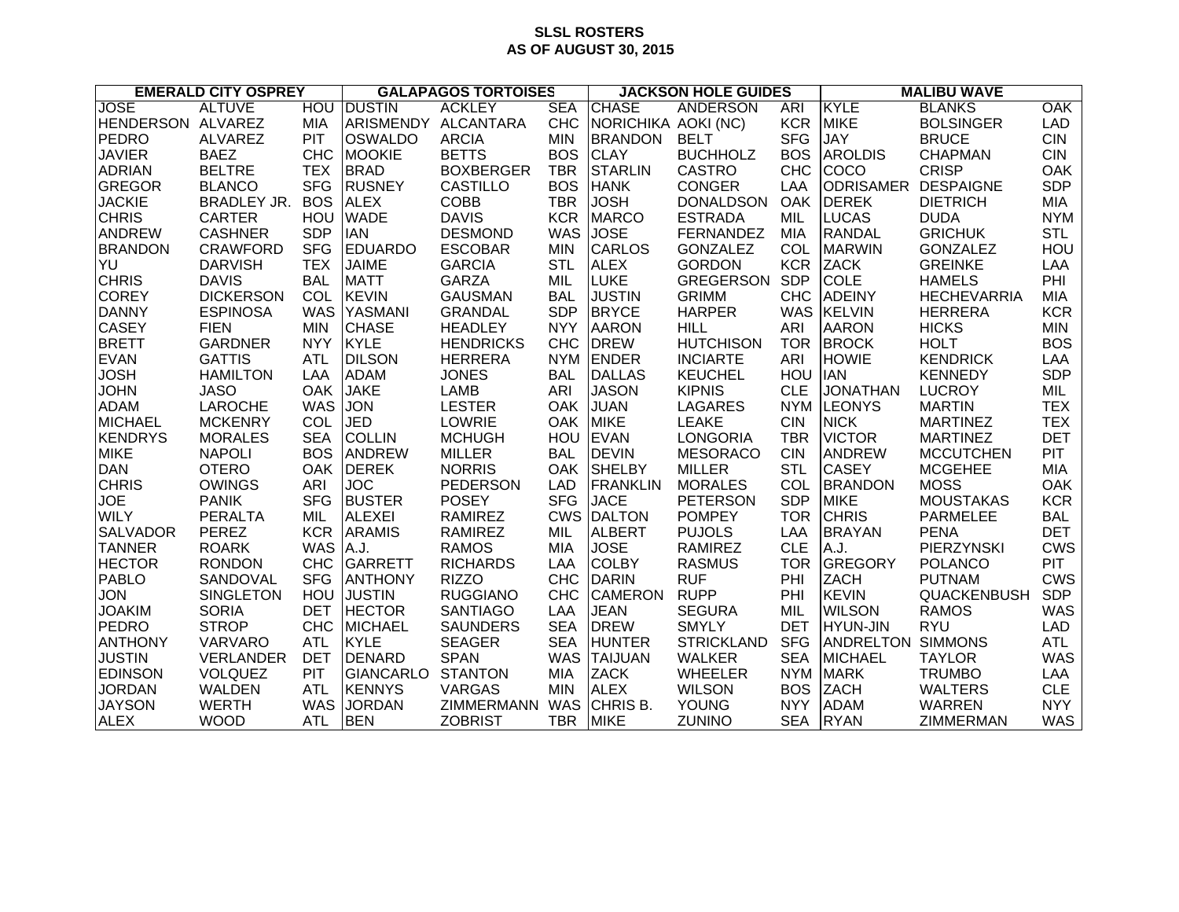**SLSL ROSTERS**
**AS OF AUGUST 30, 2015**

| EMERALD CITY OSPREY | | | GALAPAGOS TORTOISES | | | JACKSON HOLE GUIDES | | | MALIBU WAVE | | |
|---|---|---|---|---|---|---|---|---|---|---|---|
| JOSE | ALTUVE | HOU | DUSTIN | ACKLEY | SEA | CHASE | ANDERSON | ARI | KYLE | BLANKS | OAK |
| HENDERSON | ALVAREZ | MIA | ARISMENDY | ALCANTARA | CHC | NORICHIKA | AOKI (NC) | KCR | MIKE | BOLSINGER | LAD |
| PEDRO | ALVAREZ | PIT | OSWALDO | ARCIA | MIN | BRANDON | BELT | SFG | JAY | BRUCE | CIN |
| JAVIER | BAEZ | CHC | MOOKIE | BETTS | BOS | CLAY | BUCHHOLZ | BOS | AROLDIS | CHAPMAN | CIN |
| ADRIAN | BELTRE | TEX | BRAD | BOXBERGER | TBR | STARLIN | CASTRO | CHC | COCO | CRISP | OAK |
| GREGOR | BLANCO | SFG | RUSNEY | CASTILLO | BOS | HANK | CONGER | LAA | ODRISAMER | DESPAIGNE | SDP |
| JACKIE | BRADLEY JR. | BOS | ALEX | COBB | TBR | JOSH | DONALDSON | OAK | DEREK | DIETRICH | MIA |
| CHRIS | CARTER | HOU | WADE | DAVIS | KCR | MARCO | ESTRADA | MIL | LUCAS | DUDA | NYM |
| ANDREW | CASHNER | SDP | IAN | DESMOND | WAS | JOSE | FERNANDEZ | MIA | RANDAL | GRICHUK | STL |
| BRANDON | CRAWFORD | SFG | EDUARDO | ESCOBAR | MIN | CARLOS | GONZALEZ | COL | MARWIN | GONZALEZ | HOU |
| YU | DARVISH | TEX | JAIME | GARCIA | STL | ALEX | GORDON | KCR | ZACK | GREINKE | LAA |
| CHRIS | DAVIS | BAL | MATT | GARZA | MIL | LUKE | GREGERSON | SDP | COLE | HAMELS | PHI |
| COREY | DICKERSON | COL | KEVIN | GAUSMAN | BAL | JUSTIN | GRIMM | CHC | ADEINY | HECHEVARRIA | MIA |
| DANNY | ESPINOSA | WAS | YASMANI | GRANDAL | SDP | BRYCE | HARPER | WAS | KELVIN | HERRERA | KCR |
| CASEY | FIEN | MIN | CHASE | HEADLEY | NYY | AARON | HILL | ARI | AARON | HICKS | MIN |
| BRETT | GARDNER | NYY | KYLE | HENDRICKS | CHC | DREW | HUTCHISON | TOR | BROCK | HOLT | BOS |
| EVAN | GATTIS | ATL | DILSON | HERRERA | NYM | ENDER | INCIARTE | ARI | HOWIE | KENDRICK | LAA |
| JOSH | HAMILTON | LAA | ADAM | JONES | BAL | DALLAS | KEUCHEL | HOU | IAN | KENNEDY | SDP |
| JOHN | JASO | OAK | JAKE | LAMB | ARI | JASON | KIPNIS | CLE | JONATHAN | LUCROY | MIL |
| ADAM | LAROCHE | WAS | JON | LESTER | OAK | JUAN | LAGARES | NYM | LEONYS | MARTIN | TEX |
| MICHAEL | MCKENRY | COL | JED | LOWRIE | OAK | MIKE | LEAKE | CIN | NICK | MARTINEZ | TEX |
| KENDRYS | MORALES | SEA | COLLIN | MCHUGH | HOU | EVAN | LONGORIA | TBR | VICTOR | MARTINEZ | DET |
| MIKE | NAPOLI | BOS | ANDREW | MILLER | BAL | DEVIN | MESORACO | CIN | ANDREW | MCCUTCHEN | PIT |
| DAN | OTERO | OAK | DEREK | NORRIS | OAK | SHELBY | MILLER | STL | CASEY | MCGEHEE | MIA |
| CHRIS | OWINGS | ARI | JOC | PEDERSON | LAD | FRANKLIN | MORALES | COL | BRANDON | MOSS | OAK |
| JOE | PANIK | SFG | BUSTER | POSEY | SFG | JACE | PETERSON | SDP | MIKE | MOUSTAKAS | KCR |
| WILY | PERALTA | MIL | ALEXEI | RAMIREZ | CWS | DALTON | POMPEY | TOR | CHRIS | PARMELEE | BAL |
| SALVADOR | PEREZ | KCR | ARAMIS | RAMIREZ | MIL | ALBERT | PUJOLS | LAA | BRAYAN | PENA | DET |
| TANNER | ROARK | WAS | A.J. | RAMOS | MIA | JOSE | RAMIREZ | CLE | A.J. | PIERZYNSKI | CWS |
| HECTOR | RONDON | CHC | GARRETT | RICHARDS | LAA | COLBY | RASMUS | TOR | GREGORY | POLANCO | PIT |
| PABLO | SANDOVAL | SFG | ANTHONY | RIZZO | CHC | DARIN | RUF | PHI | ZACH | PUTNAM | CWS |
| JON | SINGLETON | HOU | JUSTIN | RUGGIANO | CHC | CAMERON | RUPP | PHI | KEVIN | QUACKENBUSH | SDP |
| JOAKIM | SORIA | DET | HECTOR | SANTIAGO | LAA | JEAN | SEGURA | MIL | WILSON | RAMOS | WAS |
| PEDRO | STROP | CHC | MICHAEL | SAUNDERS | SEA | DREW | SMYLY | DET | HYUN-JIN | RYU | LAD |
| ANTHONY | VARVARO | ATL | KYLE | SEAGER | SEA | HUNTER | STRICKLAND | SFG | ANDRELTON | SIMMONS | ATL |
| JUSTIN | VERLANDER | DET | DENARD | SPAN | WAS | TAIJUAN | WALKER | SEA | MICHAEL | TAYLOR | WAS |
| EDINSON | VOLQUEZ | PIT | GIANCARLO | STANTON | MIA | ZACK | WHEELER | NYM | MARK | TRUMBO | LAA |
| JORDAN | WALDEN | ATL | KENNYS | VARGAS | MIN | ALEX | WILSON | BOS | ZACH | WALTERS | CLE |
| JAYSON | WERTH | WAS | JORDAN | ZIMMERMANN | WAS | CHRIS B. | YOUNG | NYY | ADAM | WARREN | NYY |
| ALEX | WOOD | ATL | BEN | ZOBRIST | TBR | MIKE | ZUNINO | SEA | RYAN | ZIMMERMAN | WAS |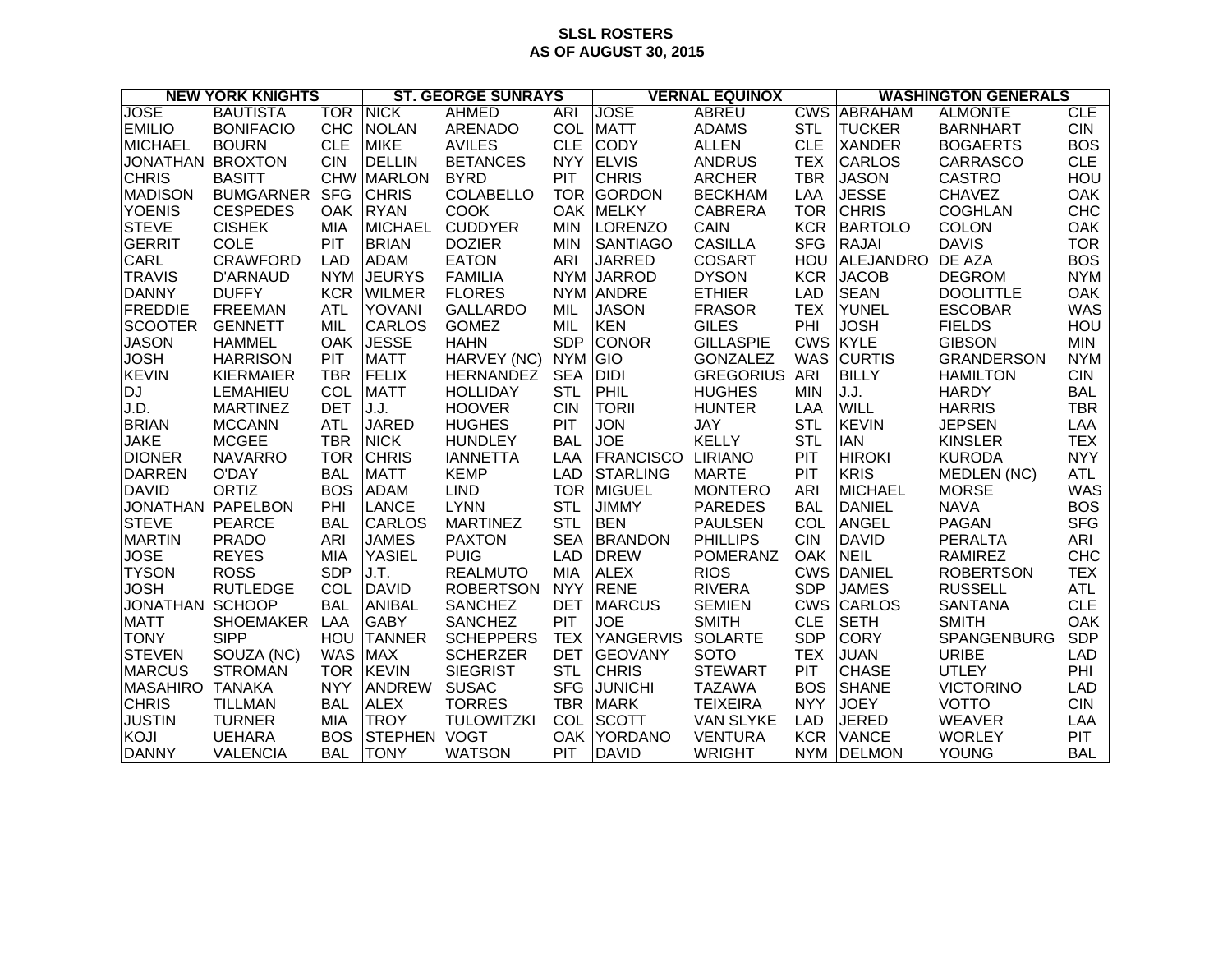**SLSL ROSTERS**
**AS OF AUGUST 30, 2015**

| NEW YORK KNIGHTS | | | ST. GEORGE SUNRAYS | | | VERNAL EQUINOX | | | WASHINGTON GENERALS | | |
|---|---|---|---|---|---|---|---|---|---|---|---|
| JOSE | BAUTISTA | TOR | NICK | AHMED | ARI | JOSE | ABREU | CWS | ABRAHAM | ALMONTE | CLE |
| EMILIO | BONIFACIO | CHC | NOLAN | ARENADO | COL | MATT | ADAMS | STL | TUCKER | BARNHART | CIN |
| MICHAEL | BOURN | CLE | MIKE | AVILES | CLE | CODY | ALLEN | CLE | XANDER | BOGAERTS | BOS |
| JONATHAN | BROXTON | CIN | DELLIN | BETANCES | NYY | ELVIS | ANDRUS | TEX | CARLOS | CARRASCO | CLE |
| CHRIS | BASITT | CHW | MARLON | BYRD | PIT | CHRIS | ARCHER | TBR | JASON | CASTRO | HOU |
| MADISON | BUMGARNER | SFG | CHRIS | COLABELLO | TOR | GORDON | BECKHAM | LAA | JESSE | CHAVEZ | OAK |
| YOENIS | CESPEDES | OAK | RYAN | COOK | OAK | MELKY | CABRERA | TOR | CHRIS | COGHLAN | CHC |
| STEVE | CISHEK | MIA | MICHAEL | CUDDYER | MIN | LORENZO | CAIN | KCR | BARTOLO | COLON | OAK |
| GERRIT | COLE | PIT | BRIAN | DOZIER | MIN | SANTIAGO | CASILLA | SFG | RAJAI | DAVIS | TOR |
| CARL | CRAWFORD | LAD | ADAM | EATON | ARI | JARRED | COSART | HOU | ALEJANDRO | DE AZA | BOS |
| TRAVIS | D'ARNAUD | NYM | JEURYS | FAMILIA | NYM | JARROD | DYSON | KCR | JACOB | DEGROM | NYM |
| DANNY | DUFFY | KCR | WILMER | FLORES | NYM | ANDRE | ETHIER | LAD | SEAN | DOOLITTLE | OAK |
| FREDDIE | FREEMAN | ATL | YOVANI | GALLARDO | MIL | JASON | FRASOR | TEX | YUNEL | ESCOBAR | WAS |
| SCOOTER | GENNETT | MIL | CARLOS | GOMEZ | MIL | KEN | GILES | PHI | JOSH | FIELDS | HOU |
| JASON | HAMMEL | OAK | JESSE | HAHN | SDP | CONOR | GILLASPIE | CWS | KYLE | GIBSON | MIN |
| JOSH | HARRISON | PIT | MATT | HARVEY (NC) | NYM | GIO | GONZALEZ | WAS | CURTIS | GRANDERSON | NYM |
| KEVIN | KIERMAIER | TBR | FELIX | HERNANDEZ | SEA | DIDI | GREGORIUS | ARI | BILLY | HAMILTON | CIN |
| DJ | LEMAHIEU | COL | MATT | HOLLIDAY | STL | PHIL | HUGHES | MIN | J.J. | HARDY | BAL |
| J.D. | MARTINEZ | DET | J.J. | HOOVER | CIN | TORII | HUNTER | LAA | WILL | HARRIS | TBR |
| BRIAN | MCCANN | ATL | JARED | HUGHES | PIT | JON | JAY | STL | KEVIN | JEPSEN | LAA |
| JAKE | MCGEE | TBR | NICK | HUNDLEY | BAL | JOE | KELLY | STL | IAN | KINSLER | TEX |
| DIONER | NAVARRO | TOR | CHRIS | IANNETTA | LAA | FRANCISCO | LIRIANO | PIT | HIROKI | KURODA | NYY |
| DARREN | O'DAY | BAL | MATT | KEMP | LAD | STARLING | MARTE | PIT | KRIS | MEDLEN (NC) | ATL |
| DAVID | ORTIZ | BOS | ADAM | LIND | TOR | MIGUEL | MONTERO | ARI | MICHAEL | MORSE | WAS |
| JONATHAN | PAPELBON | PHI | LANCE | LYNN | STL | JIMMY | PAREDES | BAL | DANIEL | NAVA | BOS |
| STEVE | PEARCE | BAL | CARLOS | MARTINEZ | STL | BEN | PAULSEN | COL | ANGEL | PAGAN | SFG |
| MARTIN | PRADO | ARI | JAMES | PAXTON | SEA | BRANDON | PHILLIPS | CIN | DAVID | PERALTA | ARI |
| JOSE | REYES | MIA | YASIEL | PUIG | LAD | DREW | POMERANZ | OAK | NEIL | RAMIREZ | CHC |
| TYSON | ROSS | SDP | J.T. | REALMUTO | MIA | ALEX | RIOS | CWS | DANIEL | ROBERTSON | TEX |
| JOSH | RUTLEDGE | COL | DAVID | ROBERTSON | NYY | RENE | RIVERA | SDP | JAMES | RUSSELL | ATL |
| JONATHAN | SCHOOP | BAL | ANIBAL | SANCHEZ | DET | MARCUS | SEMIEN | CWS | CARLOS | SANTANA | CLE |
| MATT | SHOEMAKER | LAA | GABY | SANCHEZ | PIT | JOE | SMITH | CLE | SETH | SMITH | OAK |
| TONY | SIPP | HOU | TANNER | SCHEPPERS | TEX | YANGERVIS | SOLARTE | SDP | CORY | SPANGENBURG | SDP |
| STEVEN | SOUZA (NC) | WAS | MAX | SCHERZER | DET | GEOVANY | SOTO | TEX | JUAN | URIBE | LAD |
| MARCUS | STROMAN | TOR | KEVIN | SIEGRIST | STL | CHRIS | STEWART | PIT | CHASE | UTLEY | PHI |
| MASAHIRO | TANAKA | NYY | ANDREW | SUSAC | SFG | JUNICHI | TAZAWA | BOS | SHANE | VICTORINO | LAD |
| CHRIS | TILLMAN | BAL | ALEX | TORRES | TBR | MARK | TEIXEIRA | NYY | JOEY | VOTTO | CIN |
| JUSTIN | TURNER | MIA | TROY | TULOWITZKI | COL | SCOTT | VAN SLYKE | LAD | JERED | WEAVER | LAA |
| KOJI | UEHARA | BOS | STEPHEN | VOGT | OAK | YORDANO | VENTURA | KCR | VANCE | WORLEY | PIT |
| DANNY | VALENCIA | BAL | TONY | WATSON | PIT | DAVID | WRIGHT | NYM | DELMON | YOUNG | BAL |